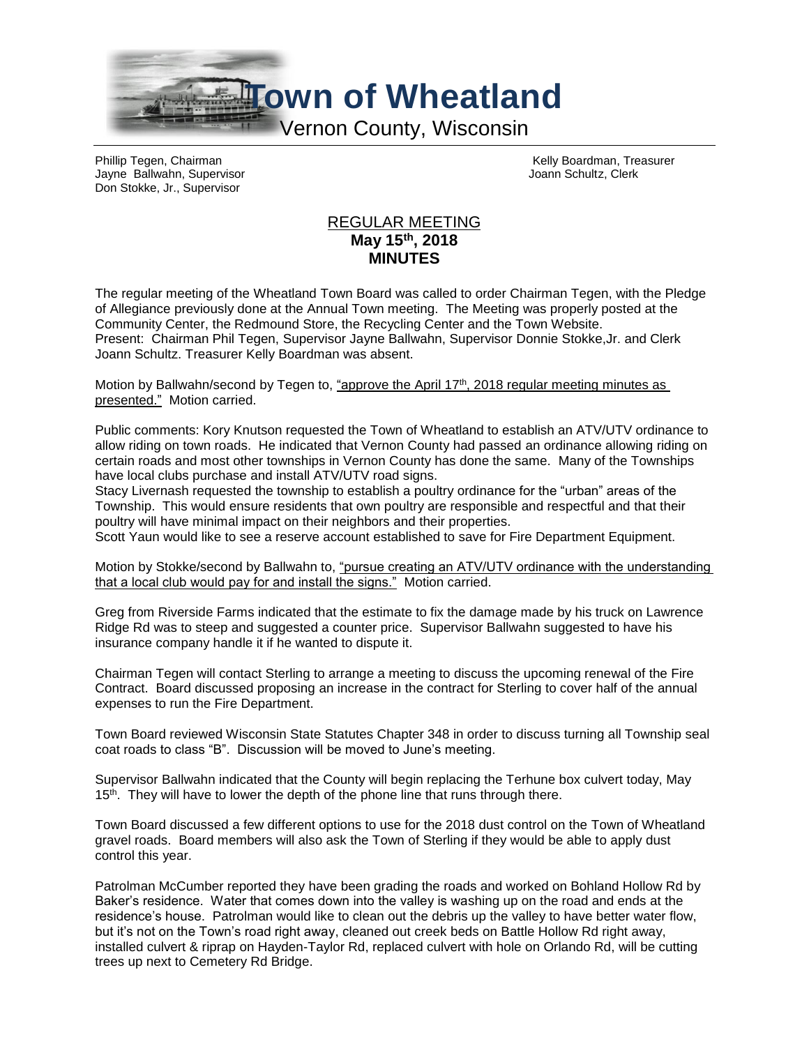# Town of Wheatland

Vernon County, Wisconsin

Phillip Tegen, Chairman
Jayne Ballwahn, Supervisor
Don Stokke, Jr., Supervisor

Kelly Boardman, Treasurer
Joann Schultz, Clerk

## REGULAR MEETING
**May 15th, 2018**
**MINUTES**

The regular meeting of the Wheatland Town Board was called to order Chairman Tegen, with the Pledge of Allegiance previously done at the Annual Town meeting. The Meeting was properly posted at the Community Center, the Redmound Store, the Recycling Center and the Town Website.
Present: Chairman Phil Tegen, Supervisor Jayne Ballwahn, Supervisor Donnie Stokke,Jr. and Clerk Joann Schultz. Treasurer Kelly Boardman was absent.

Motion by Ballwahn/second by Tegen to, "approve the April 17th, 2018 regular meeting minutes as presented." Motion carried.

Public comments: Kory Knutson requested the Town of Wheatland to establish an ATV/UTV ordinance to allow riding on town roads. He indicated that Vernon County had passed an ordinance allowing riding on certain roads and most other townships in Vernon County has done the same. Many of the Townships have local clubs purchase and install ATV/UTV road signs.
Stacy Livernash requested the township to establish a poultry ordinance for the "urban" areas of the Township. This would ensure residents that own poultry are responsible and respectful and that their poultry will have minimal impact on their neighbors and their properties.
Scott Yaun would like to see a reserve account established to save for Fire Department Equipment.

Motion by Stokke/second by Ballwahn to, "pursue creating an ATV/UTV ordinance with the understanding that a local club would pay for and install the signs." Motion carried.

Greg from Riverside Farms indicated that the estimate to fix the damage made by his truck on Lawrence Ridge Rd was to steep and suggested a counter price. Supervisor Ballwahn suggested to have his insurance company handle it if he wanted to dispute it.

Chairman Tegen will contact Sterling to arrange a meeting to discuss the upcoming renewal of the Fire Contract. Board discussed proposing an increase in the contract for Sterling to cover half of the annual expenses to run the Fire Department.

Town Board reviewed Wisconsin State Statutes Chapter 348 in order to discuss turning all Township seal coat roads to class "B". Discussion will be moved to June's meeting.

Supervisor Ballwahn indicated that the County will begin replacing the Terhune box culvert today, May 15th. They will have to lower the depth of the phone line that runs through there.

Town Board discussed a few different options to use for the 2018 dust control on the Town of Wheatland gravel roads. Board members will also ask the Town of Sterling if they would be able to apply dust control this year.

Patrolman McCumber reported they have been grading the roads and worked on Bohland Hollow Rd by Baker's residence. Water that comes down into the valley is washing up on the road and ends at the residence's house. Patrolman would like to clean out the debris up the valley to have better water flow, but it's not on the Town's road right away, cleaned out creek beds on Battle Hollow Rd right away, installed culvert & riprap on Hayden-Taylor Rd, replaced culvert with hole on Orlando Rd, will be cutting trees up next to Cemetery Rd Bridge.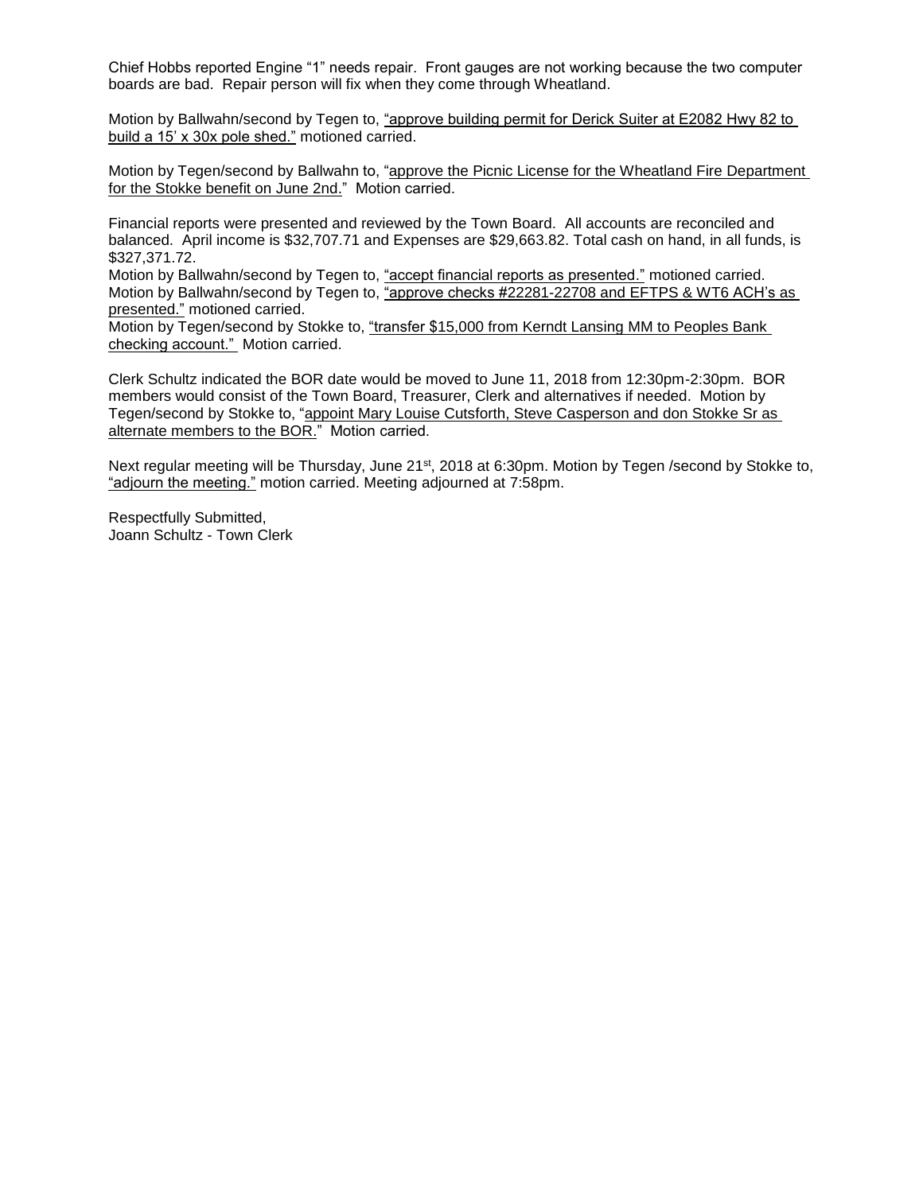Chief Hobbs reported Engine "1" needs repair. Front gauges are not working because the two computer boards are bad. Repair person will fix when they come through Wheatland.

Motion by Ballwahn/second by Tegen to, "approve building permit for Derick Suiter at E2082 Hwy 82 to build a 15' x 30x pole shed." motioned carried.

Motion by Tegen/second by Ballwahn to, "approve the Picnic License for the Wheatland Fire Department for the Stokke benefit on June 2nd." Motion carried.

Financial reports were presented and reviewed by the Town Board. All accounts are reconciled and balanced. April income is $32,707.71 and Expenses are $29,663.82. Total cash on hand, in all funds, is $327,371.72.
Motion by Ballwahn/second by Tegen to, "accept financial reports as presented." motioned carried.
Motion by Ballwahn/second by Tegen to, "approve checks #22281-22708 and EFTPS & WT6 ACH's as presented." motioned carried.
Motion by Tegen/second by Stokke to, "transfer $15,000 from Kerndt Lansing MM to Peoples Bank checking account." Motion carried.

Clerk Schultz indicated the BOR date would be moved to June 11, 2018 from 12:30pm-2:30pm. BOR members would consist of the Town Board, Treasurer, Clerk and alternatives if needed. Motion by Tegen/second by Stokke to, "appoint Mary Louise Cutsforth, Steve Casperson and don Stokke Sr as alternate members to the BOR." Motion carried.

Next regular meeting will be Thursday, June 21st, 2018 at 6:30pm. Motion by Tegen /second by Stokke to, "adjourn the meeting." motion carried. Meeting adjourned at 7:58pm.

Respectfully Submitted,
Joann Schultz - Town Clerk